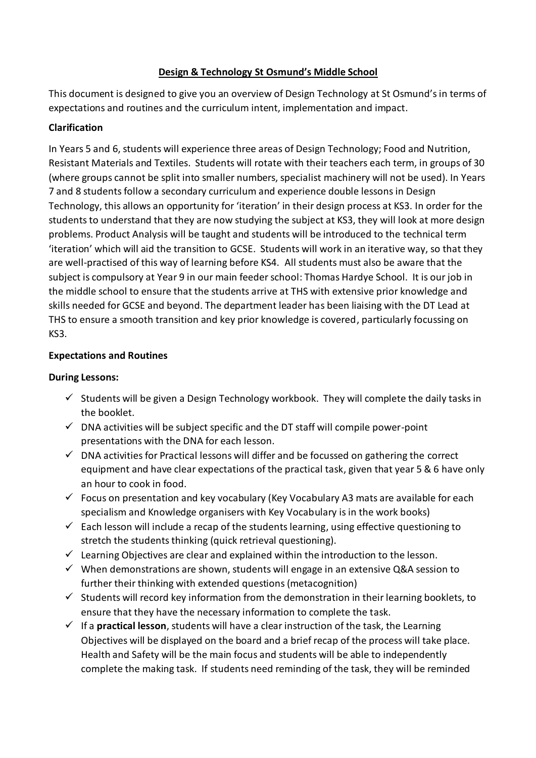# Design & Technology St Osmund's Middle School

This document is designed to give you an overview of Design Technology at St Osmund's in terms of expectations and routines and the curriculum intent, implementation and impact.

**Clarification**

In Years 5 and 6, students will experience three areas of Design Technology; Food and Nutrition, Resistant Materials and Textiles. Students will rotate with their teachers each term, in groups of 30 (where groups cannot be split into smaller numbers, specialist machinery will not be used). In Years 7 and 8 students follow a secondary curriculum and experience double lessons in Design Technology, this allows an opportunity for 'iteration' in their design process at KS3. In order for the students to understand that they are now studying the subject at KS3, they will look at more design problems. Product Analysis will be taught and students will be introduced to the technical term 'iteration' which will aid the transition to GCSE. Students will work in an iterative way, so that they are well-practised of this way of learning before KS4. All students must also be aware that the subject is compulsory at Year 9 in our main feeder school: Thomas Hardye School. It is our job in the middle school to ensure that the students arrive at THS with extensive prior knowledge and skills needed for GCSE and beyond. The department leader has been liaising with the DT Lead at THS to ensure a smooth transition and key prior knowledge is covered, particularly focussing on KS3.

**Expectations and Routines**

**During Lessons:**

- ✓ Students will be given a Design Technology workbook. They will complete the daily tasks in the booklet.
- ✓ DNA activities will be subject specific and the DT staff will compile power-point presentations with the DNA for each lesson.
- ✓ DNA activities for Practical lessons will differ and be focussed on gathering the correct equipment and have clear expectations of the practical task, given that year 5 & 6 have only an hour to cook in food.
- ✓ Focus on presentation and key vocabulary (Key Vocabulary A3 mats are available for each specialism and Knowledge organisers with Key Vocabulary is in the work books)
- ✓ Each lesson will include a recap of the students learning, using effective questioning to stretch the students thinking (quick retrieval questioning).
- ✓ Learning Objectives are clear and explained within the introduction to the lesson.
- ✓ When demonstrations are shown, students will engage in an extensive Q&A session to further their thinking with extended questions (metacognition)
- ✓ Students will record key information from the demonstration in their learning booklets, to ensure that they have the necessary information to complete the task.
- ✓ If a **practical lesson**, students will have a clear instruction of the task, the Learning Objectives will be displayed on the board and a brief recap of the process will take place. Health and Safety will be the main focus and students will be able to independently complete the making task. If students need reminding of the task, they will be reminded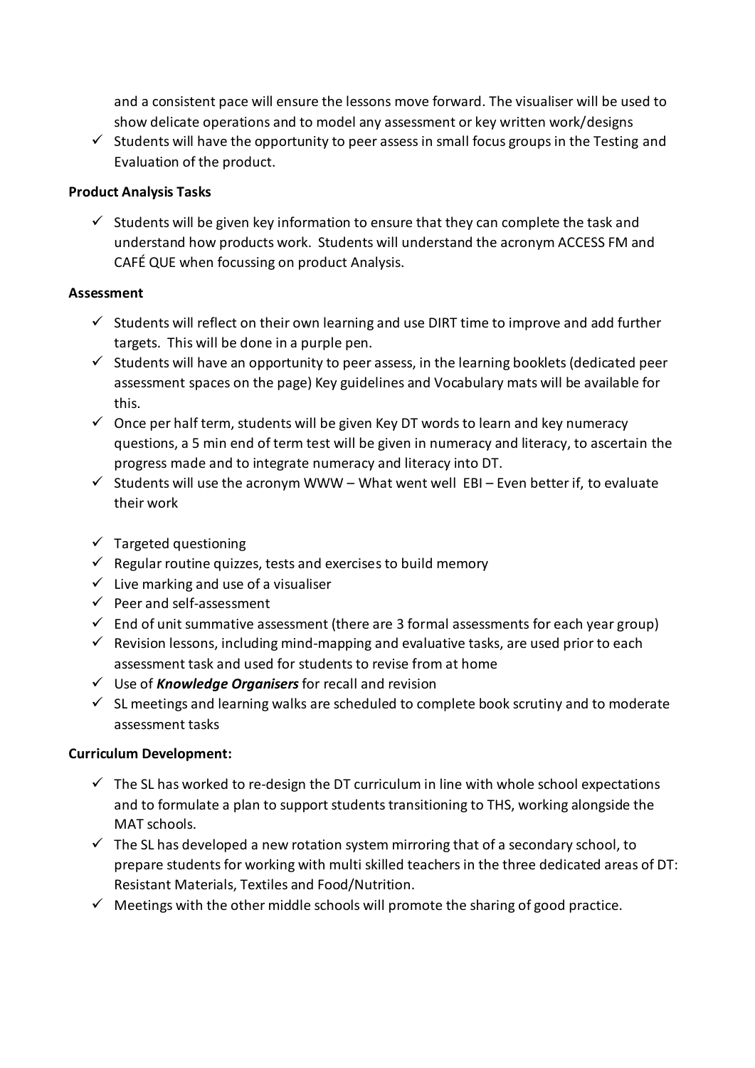and a consistent pace will ensure the lessons move forward. The visualiser will be used to show delicate operations and to model any assessment or key written work/designs

- ✓ Students will have the opportunity to peer assess in small focus groups in the Testing and Evaluation of the product.

**Product Analysis Tasks**

- ✓ Students will be given key information to ensure that they can complete the task and understand how products work. Students will understand the acronym ACCESS FM and CAFÉ QUE when focussing on product Analysis.

**Assessment**

- ✓ Students will reflect on their own learning and use DIRT time to improve and add further targets. This will be done in a purple pen.
- ✓ Students will have an opportunity to peer assess, in the learning booklets (dedicated peer assessment spaces on the page) Key guidelines and Vocabulary mats will be available for this.
- ✓ Once per half term, students will be given Key DT words to learn and key numeracy questions, a 5 min end of term test will be given in numeracy and literacy, to ascertain the progress made and to integrate numeracy and literacy into DT.
- ✓ Students will use the acronym WWW – What went well EBI – Even better if, to evaluate their work

- ✓ Targeted questioning
- ✓ Regular routine quizzes, tests and exercises to build memory
- ✓ Live marking and use of a visualiser
- ✓ Peer and self-assessment
- ✓ End of unit summative assessment (there are 3 formal assessments for each year group)
- ✓ Revision lessons, including mind-mapping and evaluative tasks, are used prior to each assessment task and used for students to revise from at home
- ✓ Use of ***Knowledge Organisers*** for recall and revision
- ✓ SL meetings and learning walks are scheduled to complete book scrutiny and to moderate assessment tasks

**Curriculum Development:**

- ✓ The SL has worked to re-design the DT curriculum in line with whole school expectations and to formulate a plan to support students transitioning to THS, working alongside the MAT schools.
- ✓ The SL has developed a new rotation system mirroring that of a secondary school, to prepare students for working with multi skilled teachers in the three dedicated areas of DT: Resistant Materials, Textiles and Food/Nutrition.
- ✓ Meetings with the other middle schools will promote the sharing of good practice.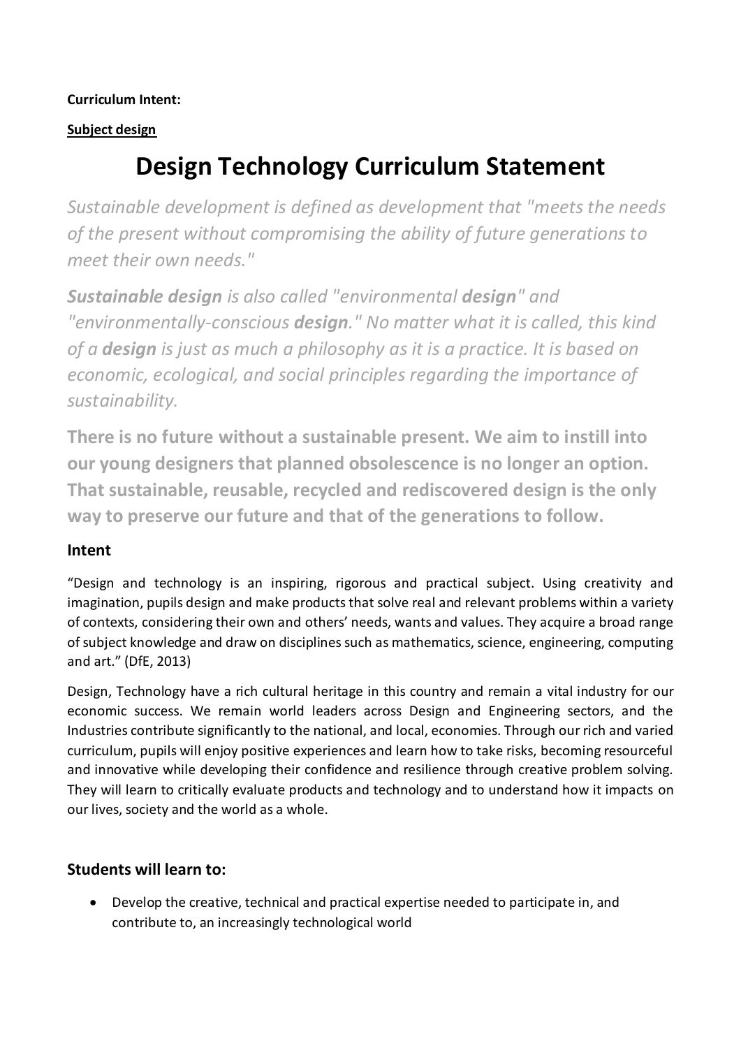**Curriculum Intent:**

**Subject design**

# Design Technology Curriculum Statement

*Sustainable development is defined as development that "meets the needs of the present without compromising the ability of future generations to meet their own needs."*

***Sustainable design*** *is also called "environmental* ***design****" and "environmentally-conscious* ***design****." No matter what it is called, this kind of a* ***design*** *is just as much a philosophy as it is a practice. It is based on economic, ecological, and social principles regarding the importance of sustainability.*

**There is no future without a sustainable present. We aim to instill into our young designers that planned obsolescence is no longer an option. That sustainable, reusable, recycled and rediscovered design is the only way to preserve our future and that of the generations to follow.**

## Intent

"Design and technology is an inspiring, rigorous and practical subject. Using creativity and imagination, pupils design and make products that solve real and relevant problems within a variety of contexts, considering their own and others' needs, wants and values. They acquire a broad range of subject knowledge and draw on disciplines such as mathematics, science, engineering, computing and art." (DfE, 2013)

Design, Technology have a rich cultural heritage in this country and remain a vital industry for our economic success. We remain world leaders across Design and Engineering sectors, and the Industries contribute significantly to the national, and local, economies. Through our rich and varied curriculum, pupils will enjoy positive experiences and learn how to take risks, becoming resourceful and innovative while developing their confidence and resilience through creative problem solving. They will learn to critically evaluate products and technology and to understand how it impacts on our lives, society and the world as a whole.

## Students will learn to:

- Develop the creative, technical and practical expertise needed to participate in, and contribute to, an increasingly technological world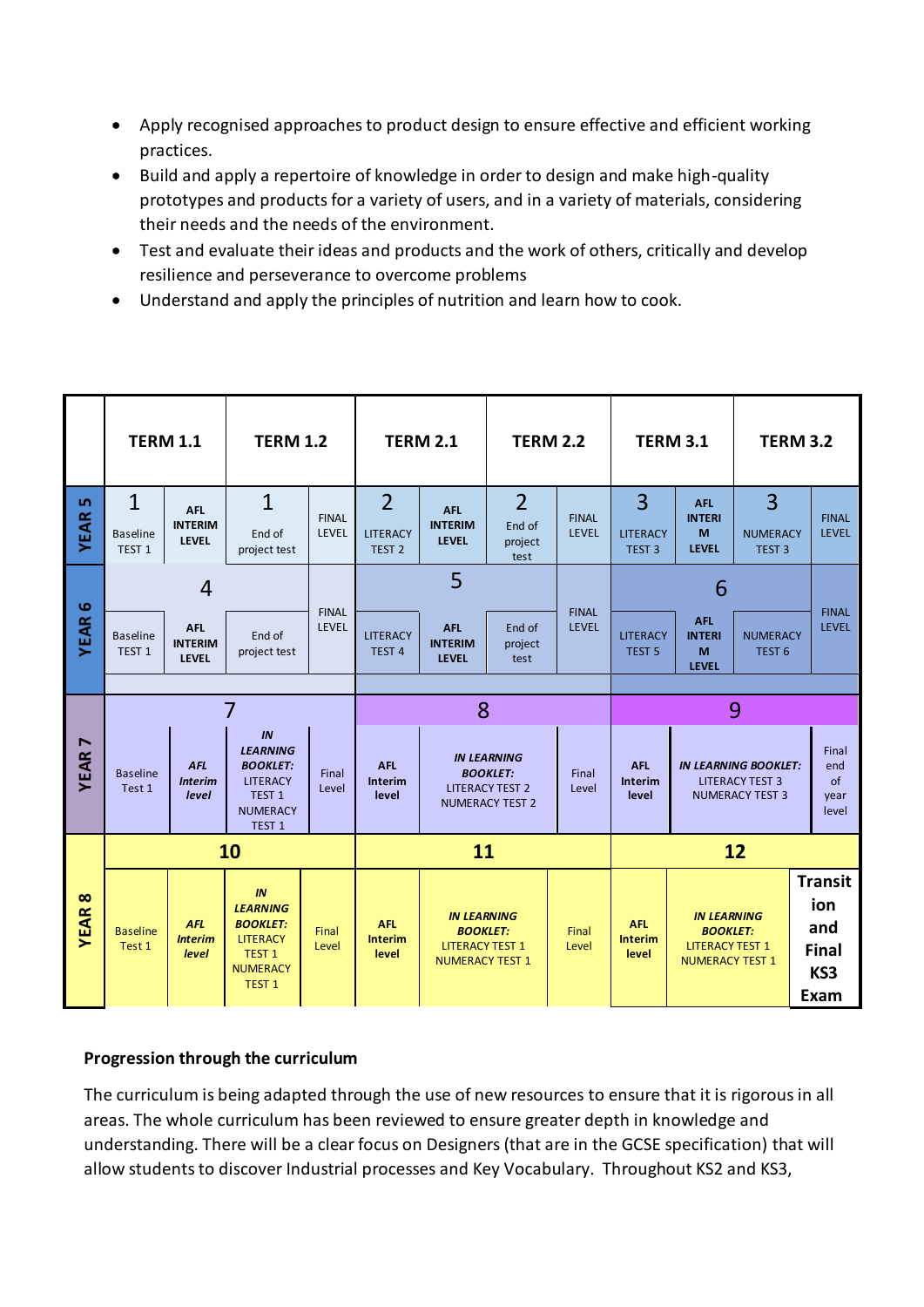- Apply recognised approaches to product design to ensure effective and efficient working practices.
- Build and apply a repertoire of knowledge in order to design and make high-quality prototypes and products for a variety of users, and in a variety of materials, considering their needs and the needs of the environment.
- Test and evaluate their ideas and products and the work of others, critically and develop resilience and perseverance to overcome problems
- Understand and apply the principles of nutrition and learn how to cook.

| | TERM 1.1 | | TERM 1.2 | | TERM 2.1 | | TERM 2.2 | | TERM 3.1 | | TERM 3.2 | |
|---|---|---|---|---|---|---|---|---|---|---|---|---|
| YEAR 5 | 1 Baseline TEST 1 | AFL INTERIM LEVEL | 1 End of project test | FINAL LEVEL | 2 LITERACY TEST 2 | AFL INTERIM LEVEL | 2 End of project test | FINAL LEVEL | 3 LITERACY TEST 3 | AFL INTERIM LEVEL | 3 NUMERACY TEST 3 | FINAL LEVEL |
| YEAR 6 | 4 | | | | 5 | | | | 6 | | | |
| | Baseline TEST 1 | AFL INTERIM LEVEL | End of project test | FINAL LEVEL | LITERACY TEST 4 | AFL INTERIM LEVEL | End of project test | FINAL LEVEL | LITERACY TEST 5 | AFL INTERIM LEVEL | NUMERACY TEST 6 | FINAL LEVEL |
| YEAR 7 | 7 | | | | 8 | | | | 9 | | | |
| | Baseline Test 1 | *AFL Interim level* | ***IN LEARNING BOOKLET:*** LITERACY TEST 1 NUMERACY TEST 1 | Final Level | **AFL Interim level** | ***IN LEARNING BOOKLET:*** LITERACY TEST 2 NUMERACY TEST 2 | | Final Level | **AFL Interim level** | ***IN LEARNING BOOKLET:*** LITERACY TEST 3 NUMERACY TEST 3 | | Final end of year level |
| YEAR 8 | 10 | | | | 11 | | | | 12 | | | |
| | Baseline Test 1 | *AFL Interim level* | ***IN LEARNING BOOKLET:*** LITERACY TEST 1 NUMERACY TEST 1 | Final Level | **AFL Interim level** | ***IN LEARNING BOOKLET:*** LITERACY TEST 1 NUMERACY TEST 1 | | Final Level | **AFL Interim level** | ***IN LEARNING BOOKLET:*** LITERACY TEST 1 NUMERACY TEST 1 | | **Transition and Final KS3 Exam** |

**Progression through the curriculum**

The curriculum is being adapted through the use of new resources to ensure that it is rigorous in all areas. The whole curriculum has been reviewed to ensure greater depth in knowledge and understanding. There will be a clear focus on Designers (that are in the GCSE specification) that will allow students to discover Industrial processes and Key Vocabulary. Throughout KS2 and KS3,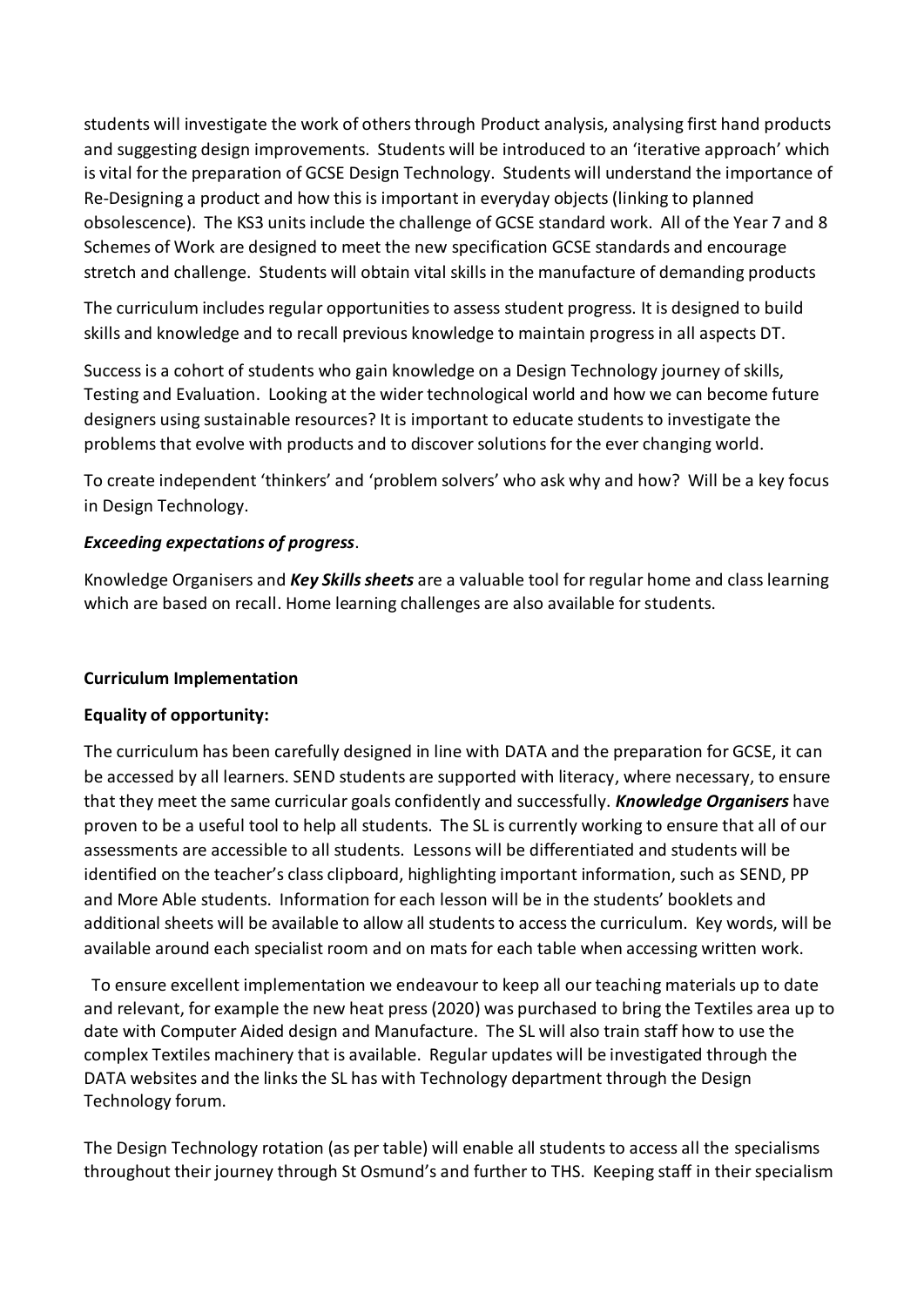students will investigate the work of others through Product analysis, analysing first hand products and suggesting design improvements. Students will be introduced to an 'iterative approach' which is vital for the preparation of GCSE Design Technology. Students will understand the importance of Re-Designing a product and how this is important in everyday objects (linking to planned obsolescence). The KS3 units include the challenge of GCSE standard work. All of the Year 7 and 8 Schemes of Work are designed to meet the new specification GCSE standards and encourage stretch and challenge. Students will obtain vital skills in the manufacture of demanding products

The curriculum includes regular opportunities to assess student progress. It is designed to build skills and knowledge and to recall previous knowledge to maintain progress in all aspects DT.

Success is a cohort of students who gain knowledge on a Design Technology journey of skills, Testing and Evaluation. Looking at the wider technological world and how we can become future designers using sustainable resources? It is important to educate students to investigate the problems that evolve with products and to discover solutions for the ever changing world.

To create independent 'thinkers' and 'problem solvers' who ask why and how? Will be a key focus in Design Technology.

***Exceeding expectations of progress***.

Knowledge Organisers and ***Key Skills sheets*** are a valuable tool for regular home and class learning which are based on recall. Home learning challenges are also available for students.

**Curriculum Implementation**

**Equality of opportunity:**

The curriculum has been carefully designed in line with DATA and the preparation for GCSE, it can be accessed by all learners. SEND students are supported with literacy, where necessary, to ensure that they meet the same curricular goals confidently and successfully. ***Knowledge Organisers*** have proven to be a useful tool to help all students. The SL is currently working to ensure that all of our assessments are accessible to all students. Lessons will be differentiated and students will be identified on the teacher's class clipboard, highlighting important information, such as SEND, PP and More Able students. Information for each lesson will be in the students' booklets and additional sheets will be available to allow all students to access the curriculum. Key words, will be available around each specialist room and on mats for each table when accessing written work.

To ensure excellent implementation we endeavour to keep all our teaching materials up to date and relevant, for example the new heat press (2020) was purchased to bring the Textiles area up to date with Computer Aided design and Manufacture. The SL will also train staff how to use the complex Textiles machinery that is available. Regular updates will be investigated through the DATA websites and the links the SL has with Technology department through the Design Technology forum.

The Design Technology rotation (as per table) will enable all students to access all the specialisms throughout their journey through St Osmund's and further to THS. Keeping staff in their specialism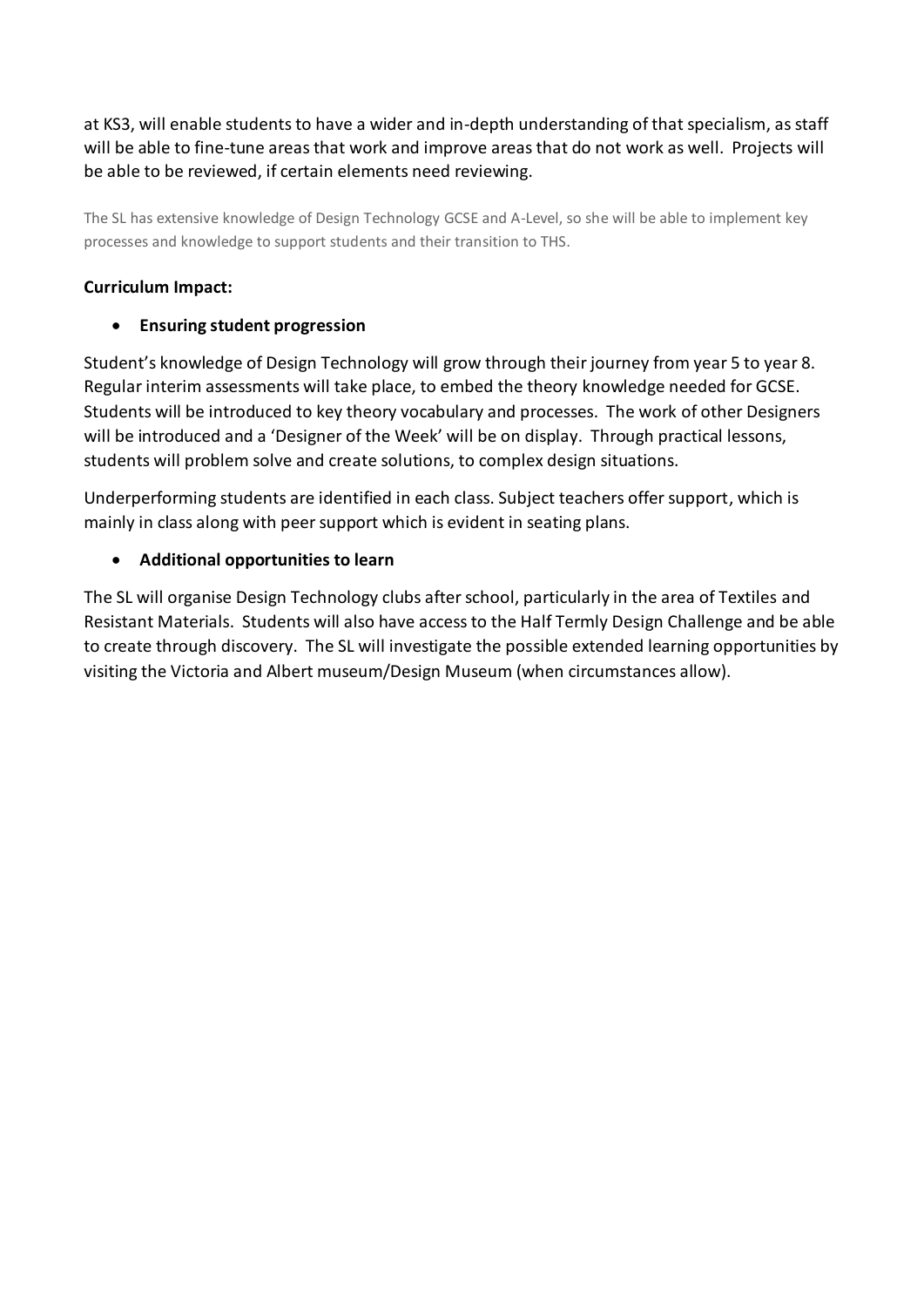at KS3, will enable students to have a wider and in-depth understanding of that specialism, as staff will be able to fine-tune areas that work and improve areas that do not work as well. Projects will be able to be reviewed, if certain elements need reviewing.

The SL has extensive knowledge of Design Technology GCSE and A-Level, so she will be able to implement key processes and knowledge to support students and their transition to THS.

**Curriculum Impact:**

- **Ensuring student progression**

Student's knowledge of Design Technology will grow through their journey from year 5 to year 8. Regular interim assessments will take place, to embed the theory knowledge needed for GCSE. Students will be introduced to key theory vocabulary and processes. The work of other Designers will be introduced and a 'Designer of the Week' will be on display. Through practical lessons, students will problem solve and create solutions, to complex design situations.

Underperforming students are identified in each class. Subject teachers offer support, which is mainly in class along with peer support which is evident in seating plans.

- **Additional opportunities to learn**

The SL will organise Design Technology clubs after school, particularly in the area of Textiles and Resistant Materials. Students will also have access to the Half Termly Design Challenge and be able to create through discovery. The SL will investigate the possible extended learning opportunities by visiting the Victoria and Albert museum/Design Museum (when circumstances allow).